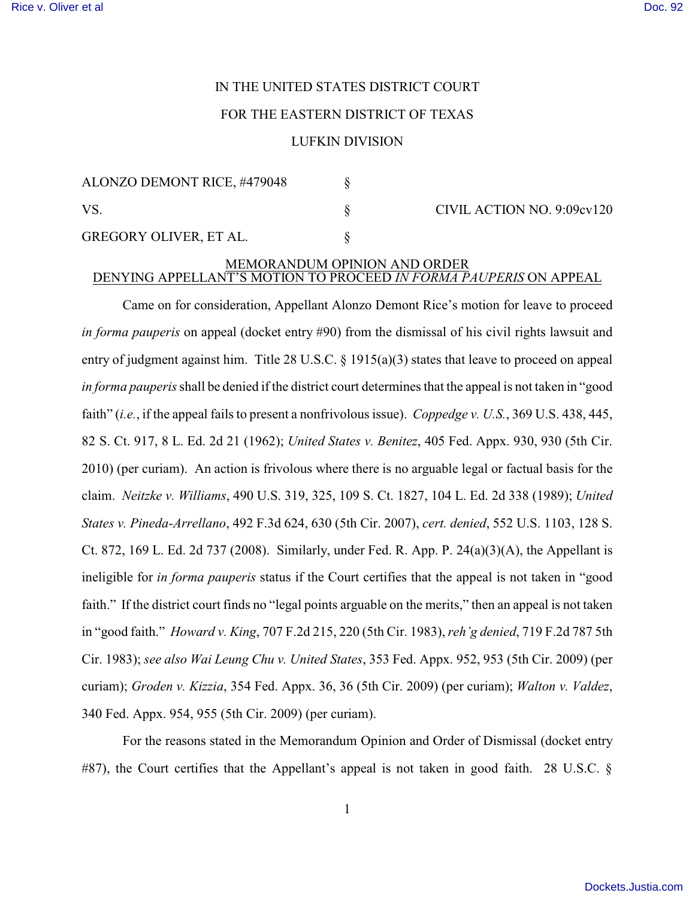IN THE UNITED STATES DISTRICT COURT

FOR THE EASTERN DISTRICT OF TEXAS

LUFKIN DIVISION

| | | |
|---|---|---|
| ALONZO DEMONT RICE, #479048 | § | |
| VS. | § | CIVIL ACTION NO. 9:09cv120 |
| GREGORY OLIVER, ET AL. | § | |

## MEMORANDUM OPINION AND ORDER DENYING APPELLANT'S MOTION TO PROCEED *IN FORMA PAUPERIS* ON APPEAL

Came on for consideration, Appellant Alonzo Demont Rice's motion for leave to proceed *in forma pauperis* on appeal (docket entry #90) from the dismissal of his civil rights lawsuit and entry of judgment against him. Title 28 U.S.C. § 1915(a)(3) states that leave to proceed on appeal *in forma pauperis* shall be denied if the district court determines that the appeal is not taken in "good faith" (*i.e.*, if the appeal fails to present a nonfrivolous issue). *Coppedge v. U.S.*, 369 U.S. 438, 445, 82 S. Ct. 917, 8 L. Ed. 2d 21 (1962); *United States v. Benitez*, 405 Fed. Appx. 930, 930 (5th Cir. 2010) (per curiam). An action is frivolous where there is no arguable legal or factual basis for the claim. *Neitzke v. Williams*, 490 U.S. 319, 325, 109 S. Ct. 1827, 104 L. Ed. 2d 338 (1989); *United States v. Pineda-Arrellano*, 492 F.3d 624, 630 (5th Cir. 2007), *cert. denied*, 552 U.S. 1103, 128 S. Ct. 872, 169 L. Ed. 2d 737 (2008). Similarly, under Fed. R. App. P. 24(a)(3)(A), the Appellant is ineligible for *in forma pauperis* status if the Court certifies that the appeal is not taken in "good faith." If the district court finds no "legal points arguable on the merits," then an appeal is not taken in "good faith." *Howard v. King*, 707 F.2d 215, 220 (5th Cir. 1983), *reh'g denied*, 719 F.2d 787 5th Cir. 1983); *see also Wai Leung Chu v. United States*, 353 Fed. Appx. 952, 953 (5th Cir. 2009) (per curiam); *Groden v. Kizzia*, 354 Fed. Appx. 36, 36 (5th Cir. 2009) (per curiam); *Walton v. Valdez*, 340 Fed. Appx. 954, 955 (5th Cir. 2009) (per curiam).

For the reasons stated in the Memorandum Opinion and Order of Dismissal (docket entry #87), the Court certifies that the Appellant's appeal is not taken in good faith. 28 U.S.C. §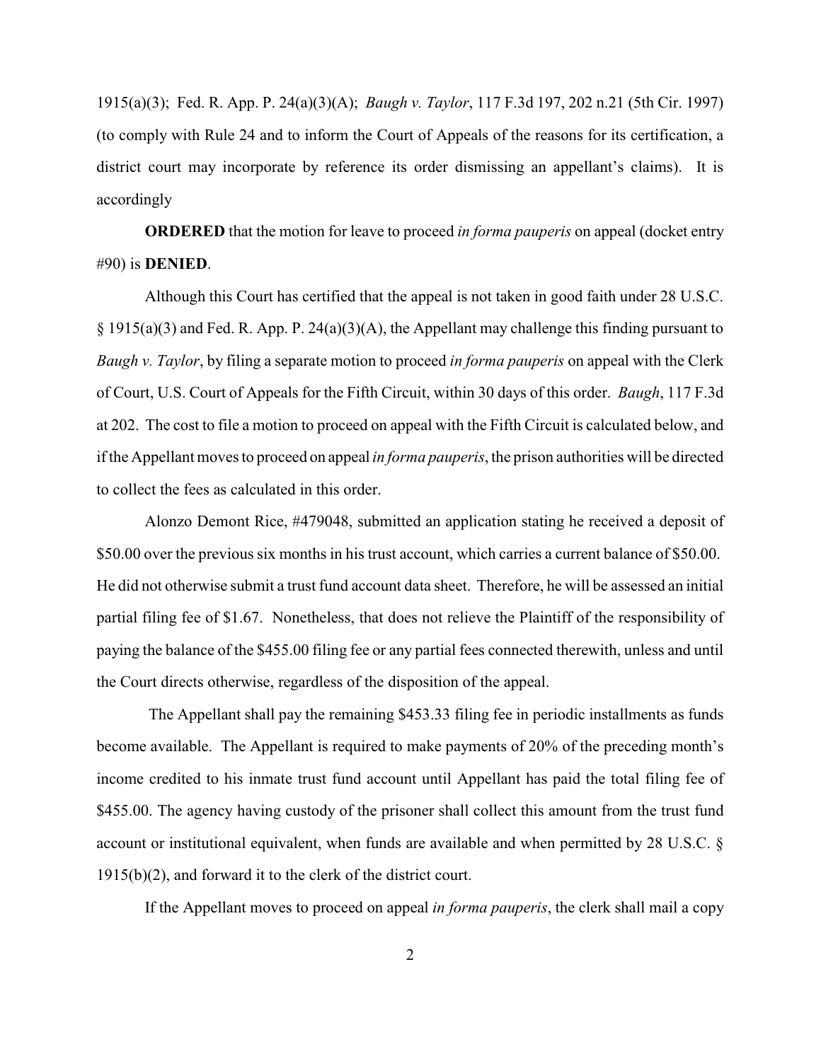1915(a)(3); Fed. R. App. P. 24(a)(3)(A); *Baugh v. Taylor*, 117 F.3d 197, 202 n.21 (5th Cir. 1997) (to comply with Rule 24 and to inform the Court of Appeals of the reasons for its certification, a district court may incorporate by reference its order dismissing an appellant's claims). It is accordingly

**ORDERED** that the motion for leave to proceed *in forma pauperis* on appeal (docket entry #90) is **DENIED**.

Although this Court has certified that the appeal is not taken in good faith under 28 U.S.C. § 1915(a)(3) and Fed. R. App. P. 24(a)(3)(A), the Appellant may challenge this finding pursuant to *Baugh v. Taylor*, by filing a separate motion to proceed *in forma pauperis* on appeal with the Clerk of Court, U.S. Court of Appeals for the Fifth Circuit, within 30 days of this order. *Baugh*, 117 F.3d at 202. The cost to file a motion to proceed on appeal with the Fifth Circuit is calculated below, and if the Appellant moves to proceed on appeal *in forma pauperis*, the prison authorities will be directed to collect the fees as calculated in this order.

Alonzo Demont Rice, #479048, submitted an application stating he received a deposit of $50.00 over the previous six months in his trust account, which carries a current balance of $50.00. He did not otherwise submit a trust fund account data sheet. Therefore, he will be assessed an initial partial filing fee of $1.67. Nonetheless, that does not relieve the Plaintiff of the responsibility of paying the balance of the $455.00 filing fee or any partial fees connected therewith, unless and until the Court directs otherwise, regardless of the disposition of the appeal.

The Appellant shall pay the remaining $453.33 filing fee in periodic installments as funds become available. The Appellant is required to make payments of 20% of the preceding month's income credited to his inmate trust fund account until Appellant has paid the total filing fee of $455.00. The agency having custody of the prisoner shall collect this amount from the trust fund account or institutional equivalent, when funds are available and when permitted by 28 U.S.C. § 1915(b)(2), and forward it to the clerk of the district court.

If the Appellant moves to proceed on appeal *in forma pauperis*, the clerk shall mail a copy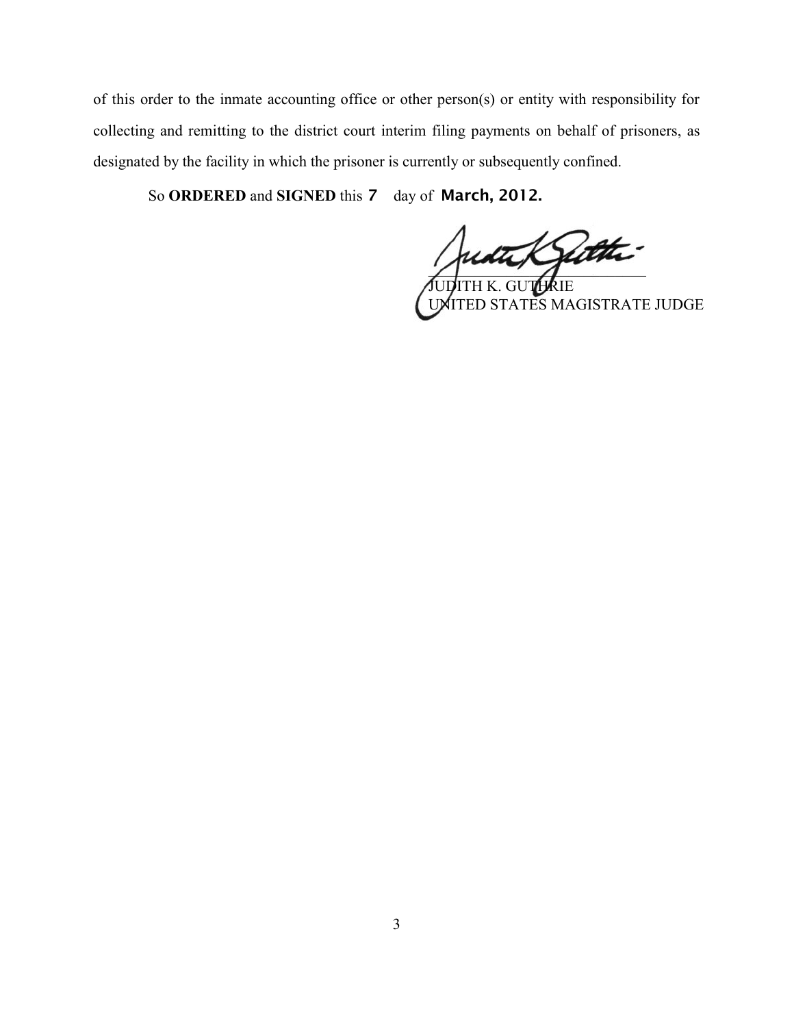of this order to the inmate accounting office or other person(s) or entity with responsibility for collecting and remitting to the district court interim filing payments on behalf of prisoners, as designated by the facility in which the prisoner is currently or subsequently confined.

So **ORDERED** and **SIGNED** this **7** day of **March, 2012.**

JUDITH K. GUTHRIE
UNITED STATES MAGISTRATE JUDGE